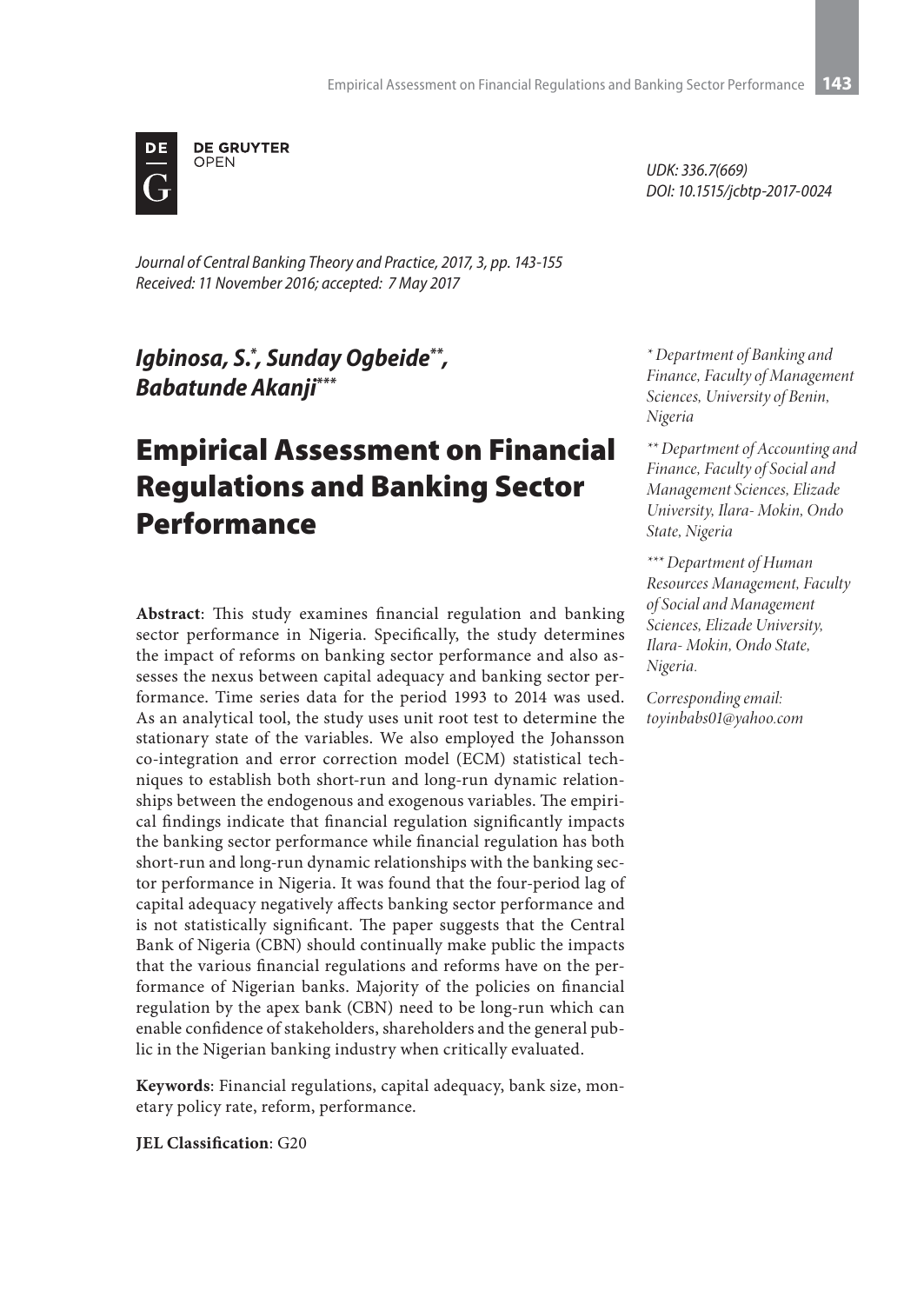DE GRUYTER OPEN

UDK: 336.7(669)
DOI: 10.1515/jcbtp-2017-0024

*Journal of Central Banking Theory and Practice, 2017, 3, pp. 143-155*
*Received: 11 November 2016; accepted: 7 May 2017*

***Igbinosa, S.*, Sunday Ogbeide**, Babatunde Akanji****

*\* Department of Banking and Finance, Faculty of Management Sciences, University of Benin, Nigeria*

*\*\* Department of Accounting and Finance, Faculty of Social and Management Sciences, Elizade University, Ilara- Mokin, Ondo State, Nigeria*

*\*\*\* Department of Human Resources Management, Faculty of Social and Management Sciences, Elizade University, Ilara- Mokin, Ondo State, Nigeria.*

*Corresponding email: toyinbabs01@yahoo.com*

# Empirical Assessment on Financial Regulations and Banking Sector Performance

**Abstract**: This study examines financial regulation and banking sector performance in Nigeria. Specifically, the study determines the impact of reforms on banking sector performance and also assesses the nexus between capital adequacy and banking sector performance. Time series data for the period 1993 to 2014 was used. As an analytical tool, the study uses unit root test to determine the stationary state of the variables. We also employed the Johansson co-integration and error correction model (ECM) statistical techniques to establish both short-run and long-run dynamic relationships between the endogenous and exogenous variables. The empirical findings indicate that financial regulation significantly impacts the banking sector performance while financial regulation has both short-run and long-run dynamic relationships with the banking sector performance in Nigeria. It was found that the four-period lag of capital adequacy negatively affects banking sector performance and is not statistically significant. The paper suggests that the Central Bank of Nigeria (CBN) should continually make public the impacts that the various financial regulations and reforms have on the performance of Nigerian banks. Majority of the policies on financial regulation by the apex bank (CBN) need to be long-run which can enable confidence of stakeholders, shareholders and the general public in the Nigerian banking industry when critically evaluated.

**Keywords**: Financial regulations, capital adequacy, bank size, monetary policy rate, reform, performance.

**JEL Classification**: G20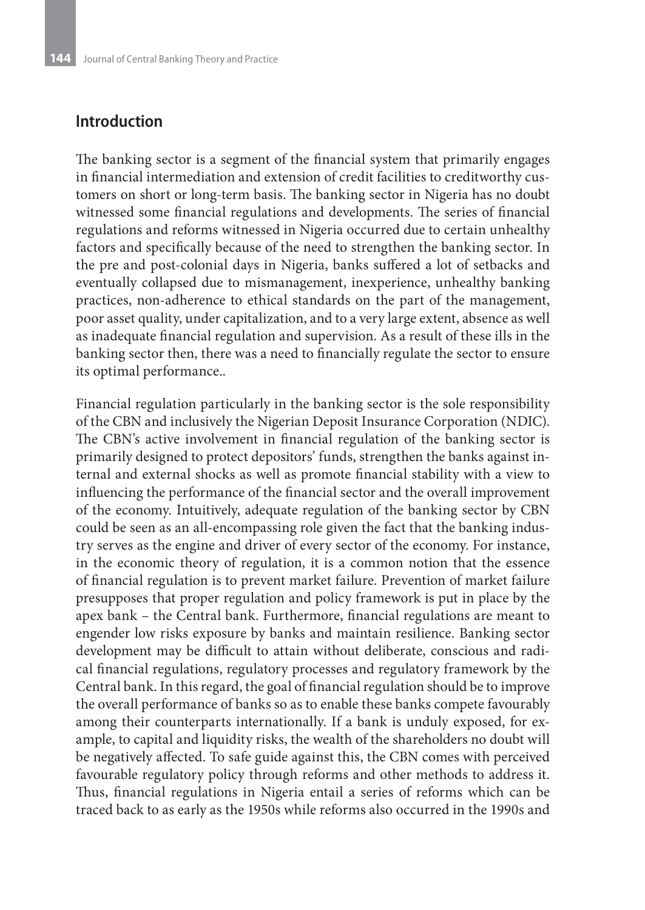## Introduction

The banking sector is a segment of the financial system that primarily engages in financial intermediation and extension of credit facilities to creditworthy customers on short or long-term basis. The banking sector in Nigeria has no doubt witnessed some financial regulations and developments. The series of financial regulations and reforms witnessed in Nigeria occurred due to certain unhealthy factors and specifically because of the need to strengthen the banking sector. In the pre and post-colonial days in Nigeria, banks suffered a lot of setbacks and eventually collapsed due to mismanagement, inexperience, unhealthy banking practices, non-adherence to ethical standards on the part of the management, poor asset quality, under capitalization, and to a very large extent, absence as well as inadequate financial regulation and supervision. As a result of these ills in the banking sector then, there was a need to financially regulate the sector to ensure its optimal performance..

Financial regulation particularly in the banking sector is the sole responsibility of the CBN and inclusively the Nigerian Deposit Insurance Corporation (NDIC). The CBN's active involvement in financial regulation of the banking sector is primarily designed to protect depositors' funds, strengthen the banks against internal and external shocks as well as promote financial stability with a view to influencing the performance of the financial sector and the overall improvement of the economy. Intuitively, adequate regulation of the banking sector by CBN could be seen as an all-encompassing role given the fact that the banking industry serves as the engine and driver of every sector of the economy. For instance, in the economic theory of regulation, it is a common notion that the essence of financial regulation is to prevent market failure. Prevention of market failure presupposes that proper regulation and policy framework is put in place by the apex bank – the Central bank. Furthermore, financial regulations are meant to engender low risks exposure by banks and maintain resilience. Banking sector development may be difficult to attain without deliberate, conscious and radical financial regulations, regulatory processes and regulatory framework by the Central bank. In this regard, the goal of financial regulation should be to improve the overall performance of banks so as to enable these banks compete favourably among their counterparts internationally. If a bank is unduly exposed, for example, to capital and liquidity risks, the wealth of the shareholders no doubt will be negatively affected. To safe guide against this, the CBN comes with perceived favourable regulatory policy through reforms and other methods to address it. Thus, financial regulations in Nigeria entail a series of reforms which can be traced back to as early as the 1950s while reforms also occurred in the 1990s and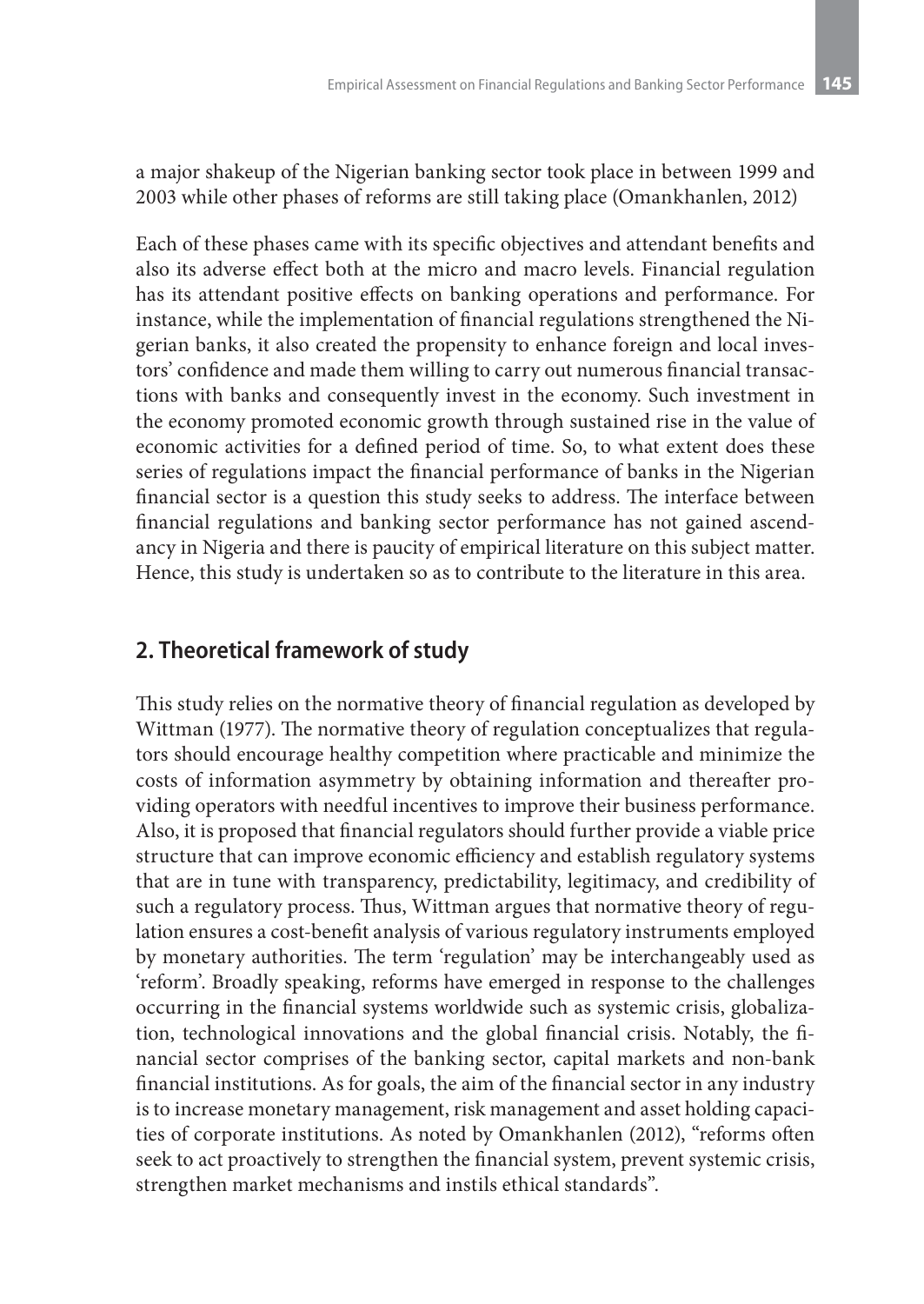a major shakeup of the Nigerian banking sector took place in between 1999 and 2003 while other phases of reforms are still taking place (Omankhanlen, 2012)

Each of these phases came with its specific objectives and attendant benefits and also its adverse effect both at the micro and macro levels. Financial regulation has its attendant positive effects on banking operations and performance. For instance, while the implementation of financial regulations strengthened the Nigerian banks, it also created the propensity to enhance foreign and local investors' confidence and made them willing to carry out numerous financial transactions with banks and consequently invest in the economy. Such investment in the economy promoted economic growth through sustained rise in the value of economic activities for a defined period of time. So, to what extent does these series of regulations impact the financial performance of banks in the Nigerian financial sector is a question this study seeks to address. The interface between financial regulations and banking sector performance has not gained ascendancy in Nigeria and there is paucity of empirical literature on this subject matter. Hence, this study is undertaken so as to contribute to the literature in this area.

## 2. Theoretical framework of study

This study relies on the normative theory of financial regulation as developed by Wittman (1977). The normative theory of regulation conceptualizes that regulators should encourage healthy competition where practicable and minimize the costs of information asymmetry by obtaining information and thereafter providing operators with needful incentives to improve their business performance. Also, it is proposed that financial regulators should further provide a viable price structure that can improve economic efficiency and establish regulatory systems that are in tune with transparency, predictability, legitimacy, and credibility of such a regulatory process. Thus, Wittman argues that normative theory of regulation ensures a cost-benefit analysis of various regulatory instruments employed by monetary authorities. The term 'regulation' may be interchangeably used as 'reform'. Broadly speaking, reforms have emerged in response to the challenges occurring in the financial systems worldwide such as systemic crisis, globalization, technological innovations and the global financial crisis. Notably, the financial sector comprises of the banking sector, capital markets and non-bank financial institutions. As for goals, the aim of the financial sector in any industry is to increase monetary management, risk management and asset holding capacities of corporate institutions. As noted by Omankhanlen (2012), "reforms often seek to act proactively to strengthen the financial system, prevent systemic crisis, strengthen market mechanisms and instils ethical standards".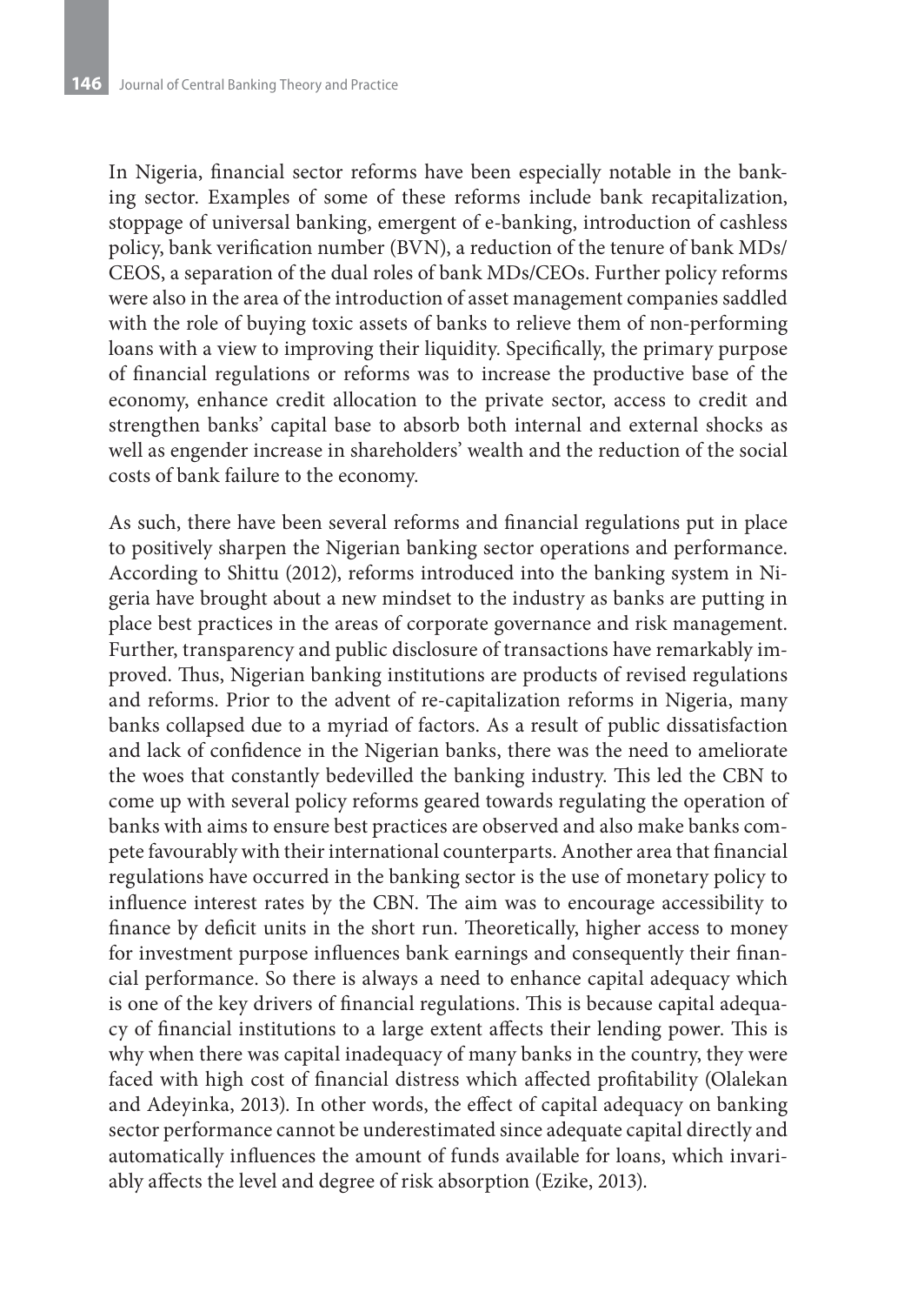In Nigeria, financial sector reforms have been especially notable in the banking sector. Examples of some of these reforms include bank recapitalization, stoppage of universal banking, emergent of e-banking, introduction of cashless policy, bank verification number (BVN), a reduction of the tenure of bank MDs/CEOS, a separation of the dual roles of bank MDs/CEOs. Further policy reforms were also in the area of the introduction of asset management companies saddled with the role of buying toxic assets of banks to relieve them of non-performing loans with a view to improving their liquidity. Specifically, the primary purpose of financial regulations or reforms was to increase the productive base of the economy, enhance credit allocation to the private sector, access to credit and strengthen banks' capital base to absorb both internal and external shocks as well as engender increase in shareholders' wealth and the reduction of the social costs of bank failure to the economy.

As such, there have been several reforms and financial regulations put in place to positively sharpen the Nigerian banking sector operations and performance. According to Shittu (2012), reforms introduced into the banking system in Nigeria have brought about a new mindset to the industry as banks are putting in place best practices in the areas of corporate governance and risk management. Further, transparency and public disclosure of transactions have remarkably improved. Thus, Nigerian banking institutions are products of revised regulations and reforms. Prior to the advent of re-capitalization reforms in Nigeria, many banks collapsed due to a myriad of factors. As a result of public dissatisfaction and lack of confidence in the Nigerian banks, there was the need to ameliorate the woes that constantly bedevilled the banking industry. This led the CBN to come up with several policy reforms geared towards regulating the operation of banks with aims to ensure best practices are observed and also make banks compete favourably with their international counterparts. Another area that financial regulations have occurred in the banking sector is the use of monetary policy to influence interest rates by the CBN. The aim was to encourage accessibility to finance by deficit units in the short run. Theoretically, higher access to money for investment purpose influences bank earnings and consequently their financial performance. So there is always a need to enhance capital adequacy which is one of the key drivers of financial regulations. This is because capital adequacy of financial institutions to a large extent affects their lending power. This is why when there was capital inadequacy of many banks in the country, they were faced with high cost of financial distress which affected profitability (Olalekan and Adeyinka, 2013). In other words, the effect of capital adequacy on banking sector performance cannot be underestimated since adequate capital directly and automatically influences the amount of funds available for loans, which invariably affects the level and degree of risk absorption (Ezike, 2013).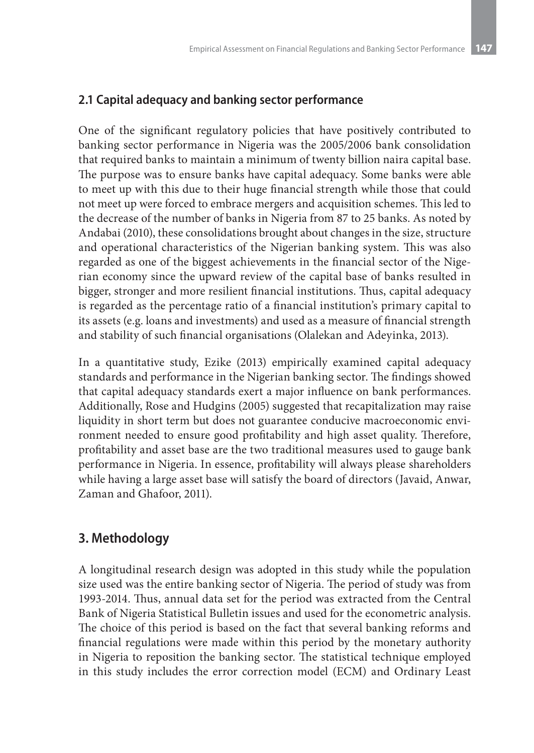## 2.1 Capital adequacy and banking sector performance

One of the significant regulatory policies that have positively contributed to banking sector performance in Nigeria was the 2005/2006 bank consolidation that required banks to maintain a minimum of twenty billion naira capital base. The purpose was to ensure banks have capital adequacy. Some banks were able to meet up with this due to their huge financial strength while those that could not meet up were forced to embrace mergers and acquisition schemes. This led to the decrease of the number of banks in Nigeria from 87 to 25 banks. As noted by Andabai (2010), these consolidations brought about changes in the size, structure and operational characteristics of the Nigerian banking system. This was also regarded as one of the biggest achievements in the financial sector of the Nigerian economy since the upward review of the capital base of banks resulted in bigger, stronger and more resilient financial institutions. Thus, capital adequacy is regarded as the percentage ratio of a financial institution's primary capital to its assets (e.g. loans and investments) and used as a measure of financial strength and stability of such financial organisations (Olalekan and Adeyinka, 2013).

In a quantitative study, Ezike (2013) empirically examined capital adequacy standards and performance in the Nigerian banking sector. The findings showed that capital adequacy standards exert a major influence on bank performances. Additionally, Rose and Hudgins (2005) suggested that recapitalization may raise liquidity in short term but does not guarantee conducive macroeconomic environment needed to ensure good profitability and high asset quality. Therefore, profitability and asset base are the two traditional measures used to gauge bank performance in Nigeria. In essence, profitability will always please shareholders while having a large asset base will satisfy the board of directors (Javaid, Anwar, Zaman and Ghafoor, 2011).

# 3. Methodology

A longitudinal research design was adopted in this study while the population size used was the entire banking sector of Nigeria. The period of study was from 1993-2014. Thus, annual data set for the period was extracted from the Central Bank of Nigeria Statistical Bulletin issues and used for the econometric analysis. The choice of this period is based on the fact that several banking reforms and financial regulations were made within this period by the monetary authority in Nigeria to reposition the banking sector. The statistical technique employed in this study includes the error correction model (ECM) and Ordinary Least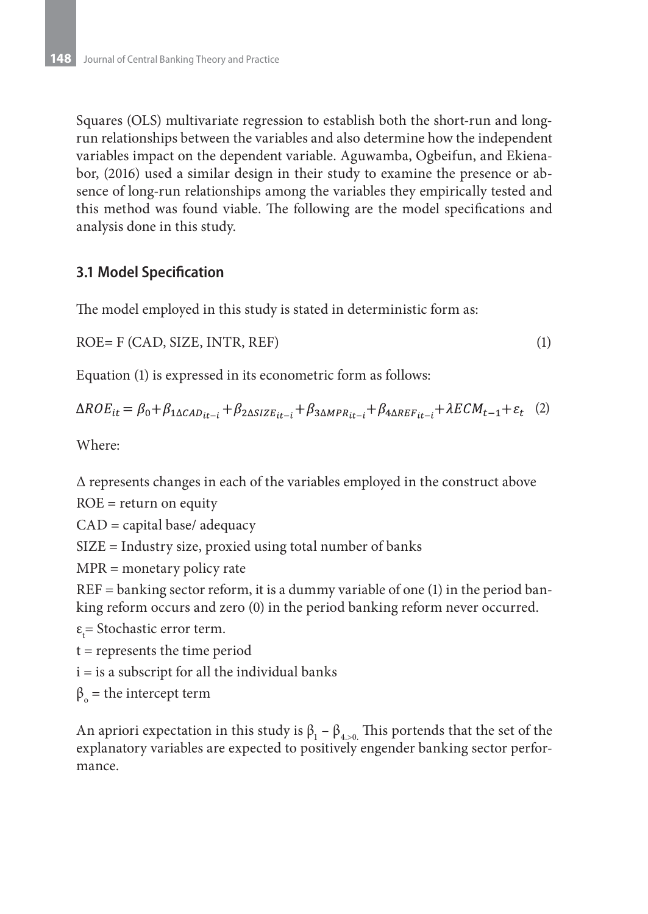Squares (OLS) multivariate regression to establish both the short-run and long-run relationships between the variables and also determine how the independent variables impact on the dependent variable. Aguwamba, Ogbeifun, and Ekienabor, (2016) used a similar design in their study to examine the presence or absence of long-run relationships among the variables they empirically tested and this method was found viable. The following are the model specifications and analysis done in this study.

### 3.1 Model Specification

The model employed in this study is stated in deterministic form as:

ROE= F (CAD, SIZE, INTR, REF) (1)

Equation (1) is expressed in its econometric form as follows:

$$\Delta ROE_{it} = \beta_0 + \beta_{1\Delta CAD_{it-i}} + \beta_{2\Delta SIZE_{it-i}} + \beta_{3\Delta MPR_{it-i}} + \beta_{4\Delta REF_{it-i}} + \lambda ECM_{t-1} + \varepsilon_t \quad (2)$$

Where:

$\Delta$ represents changes in each of the variables employed in the construct above

ROE = return on equity

CAD = capital base/ adequacy

SIZE = Industry size, proxied using total number of banks

MPR = monetary policy rate

REF = banking sector reform, it is a dummy variable of one (1) in the period banking reform occurs and zero (0) in the period banking reform never occurred.

$\varepsilon_t$= Stochastic error term.

t = represents the time period

i = is a subscript for all the individual banks

$\beta_o$ = the intercept term

An apriori expectation in this study is $\beta_1 - \beta_{4.>0.}$ This portends that the set of the explanatory variables are expected to positively engender banking sector performance.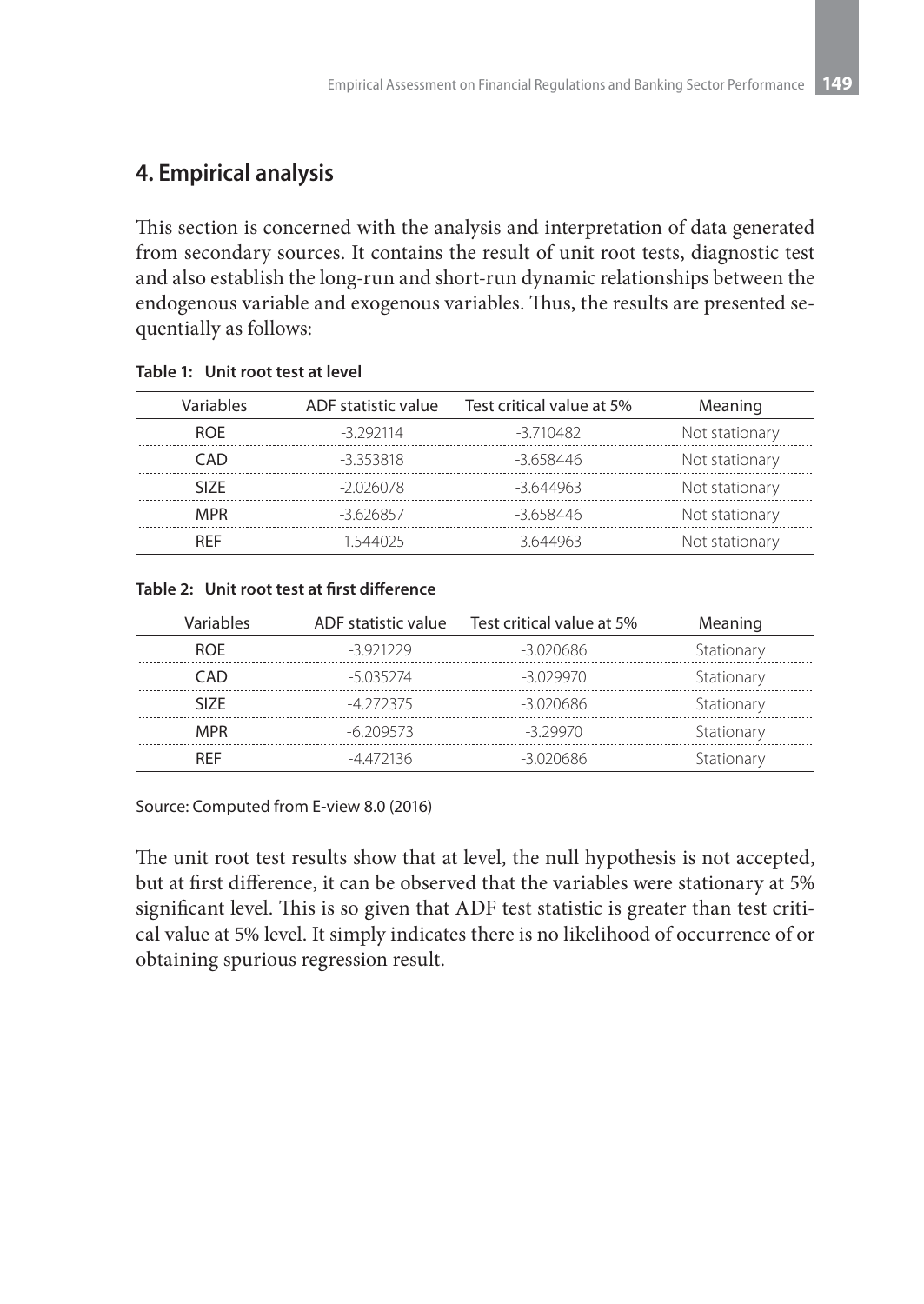## 4. Empirical analysis

This section is concerned with the analysis and interpretation of data generated from secondary sources. It contains the result of unit root tests, diagnostic test and also establish the long-run and short-run dynamic relationships between the endogenous variable and exogenous variables. Thus, the results are presented sequentially as follows:

**Table 1: Unit root test at level**

| Variables | ADF statistic value | Test critical value at 5% | Meaning |
|---|---|---|---|
| ROE | -3.292114 | -3.710482 | Not stationary |
| CAD | -3.353818 | -3.658446 | Not stationary |
| SIZE | -2.026078 | -3.644963 | Not stationary |
| MPR | -3.626857 | -3.658446 | Not stationary |
| REF | -1.544025 | -3.644963 | Not stationary |

**Table 2: Unit root test at first difference**

| Variables | ADF statistic value | Test critical value at 5% | Meaning |
|---|---|---|---|
| ROE | -3.921229 | -3.020686 | Stationary |
| CAD | -5.035274 | -3.029970 | Stationary |
| SIZE | -4.272375 | -3.020686 | Stationary |
| MPR | -6.209573 | -3.29970 | Stationary |
| REF | -4.472136 | -3.020686 | Stationary |

Source: Computed from E-view 8.0 (2016)

The unit root test results show that at level, the null hypothesis is not accepted, but at first difference, it can be observed that the variables were stationary at 5% significant level. This is so given that ADF test statistic is greater than test critical value at 5% level. It simply indicates there is no likelihood of occurrence of or obtaining spurious regression result.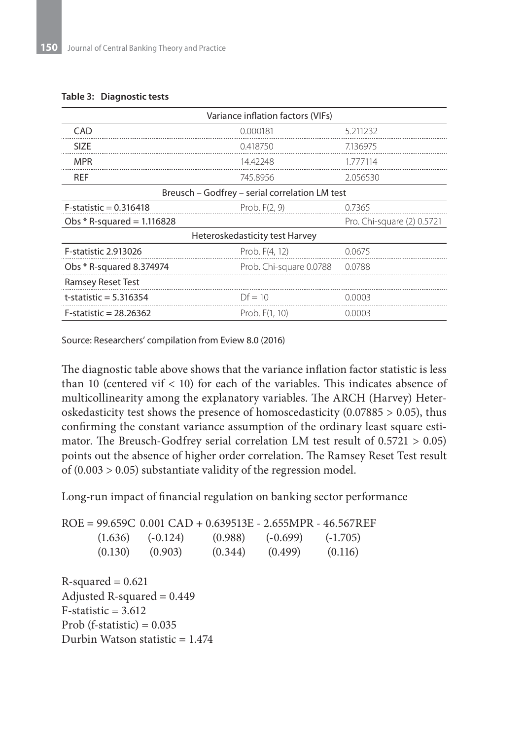**Table 3: Diagnostic tests**

| Variance inflation factors (VIFs) | | |
|---|---|---|
| CAD | 0.000181 | 5.211232 |
| SIZE | 0.418750 | 7.136975 |
| MPR | 14.42248 | 1.777114 |
| REF | 745.8956 | 2.056530 |
| **Breusch – Godfrey – serial correlation LM test** | | |
| F-statistic = 0.316418 | Prob. F(2, 9) | 0.7365 |
| Obs * R-squared = 1.116828 | | Pro. Chi-square (2) 0.5721 |
| **Heteroskedasticity test Harvey** | | |
| F-statistic 2.913026 | Prob. F(4, 12) | 0.0675 |
| Obs * R-squared 8.374974 | Prob. Chi-square 0.0788 | 0.0788 |
| Ramsey Reset Test | | |
| t-statistic = 5.316354 | Df = 10 | 0.0003 |
| F-statistic = 28.26362 | Prob. F(1, 10) | 0.0003 |

Source: Researchers' compilation from Eview 8.0 (2016)

The diagnostic table above shows that the variance inflation factor statistic is less than 10 (centered vif < 10) for each of the variables. This indicates absence of multicollinearity among the explanatory variables. The ARCH (Harvey) Heteroskedasticity test shows the presence of homoscedasticity (0.07885 > 0.05), thus confirming the constant variance assumption of the ordinary least square estimator. The Breusch-Godfrey serial correlation LM test result of 0.5721 > 0.05) points out the absence of higher order correlation. The Ramsey Reset Test result of (0.003 > 0.05) substantiate validity of the regression model.

Long-run impact of financial regulation on banking sector performance

```
ROE = 99.659C  0.001 CAD + 0.639513E - 2.655MPR - 46.567REF
      (1.636)   (-0.124)     (0.988)    (-0.699)    (-1.705)
      (0.130)   (0.903)      (0.344)     (0.499)     (0.116)
```

R-squared = 0.621
Adjusted R-squared = 0.449
F-statistic = 3.612
Prob (f-statistic) = 0.035
Durbin Watson statistic = 1.474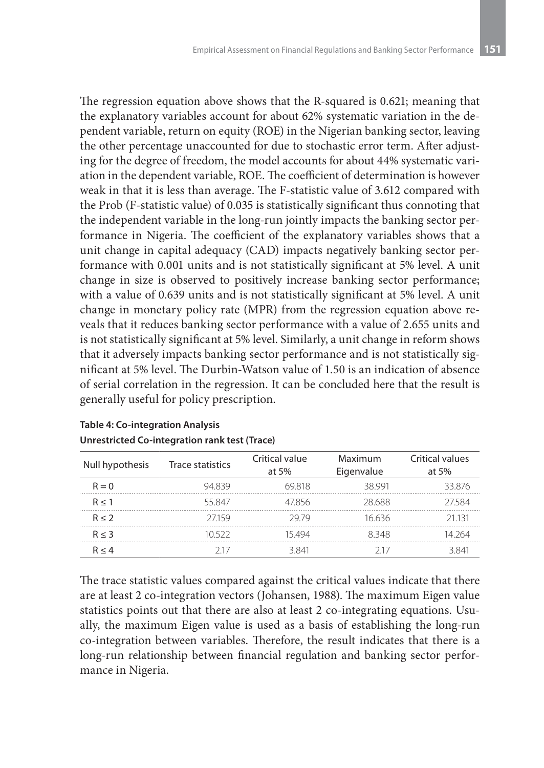The regression equation above shows that the R-squared is 0.621; meaning that the explanatory variables account for about 62% systematic variation in the dependent variable, return on equity (ROE) in the Nigerian banking sector, leaving the other percentage unaccounted for due to stochastic error term. After adjusting for the degree of freedom, the model accounts for about 44% systematic variation in the dependent variable, ROE. The coefficient of determination is however weak in that it is less than average. The F-statistic value of 3.612 compared with the Prob (F-statistic value) of 0.035 is statistically significant thus connoting that the independent variable in the long-run jointly impacts the banking sector performance in Nigeria. The coefficient of the explanatory variables shows that a unit change in capital adequacy (CAD) impacts negatively banking sector performance with 0.001 units and is not statistically significant at 5% level. A unit change in size is observed to positively increase banking sector performance; with a value of 0.639 units and is not statistically significant at 5% level. A unit change in monetary policy rate (MPR) from the regression equation above reveals that it reduces banking sector performance with a value of 2.655 units and is not statistically significant at 5% level. Similarly, a unit change in reform shows that it adversely impacts banking sector performance and is not statistically significant at 5% level. The Durbin-Watson value of 1.50 is an indication of absence of serial correlation in the regression. It can be concluded here that the result is generally useful for policy prescription.

**Table 4: Co-integration Analysis**

**Unrestricted Co-integration rank test (Trace)**

| Null hypothesis | Trace statistics | Critical value at 5% | Maximum Eigenvalue | Critical values at 5% |
|---|---|---|---|---|
| $R = 0$ | 94.839 | 69.818 | 38.991 | 33.876 |
| $R \leq 1$ | 55.847 | 47.856 | 28.688 | 27.584 |
| $R \leq 2$ | 27.159 | 29.79 | 16.636 | 21.131 |
| $R \leq 3$ | 10.522 | 15.494 | 8.348 | 14.264 |
| $R \leq 4$ | 2.17 | 3.841 | 2.17 | 3.841 |

The trace statistic values compared against the critical values indicate that there are at least 2 co-integration vectors (Johansen, 1988). The maximum Eigen value statistics points out that there are also at least 2 co-integrating equations. Usually, the maximum Eigen value is used as a basis of establishing the long-run co-integration between variables. Therefore, the result indicates that there is a long-run relationship between financial regulation and banking sector performance in Nigeria.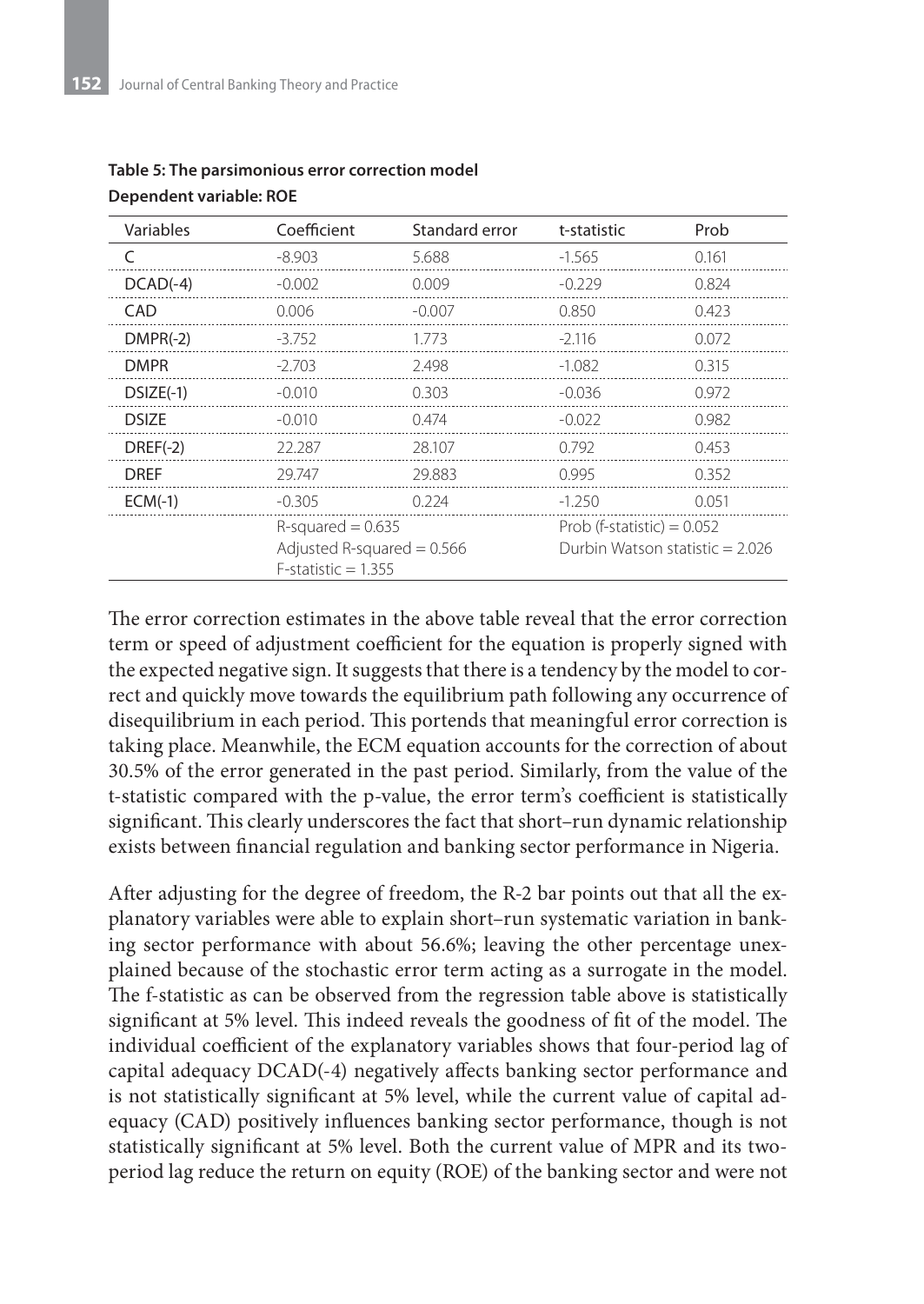**Table 5: The parsimonious error correction model**
**Dependent variable: ROE**

| Variables | Coefficient | Standard error | t-statistic | Prob |
|---|---|---|---|---|
| C | -8.903 | 5.688 | -1.565 | 0.161 |
| DCAD(-4) | -0.002 | 0.009 | -0.229 | 0.824 |
| CAD | 0.006 | -0.007 | 0.850 | 0.423 |
| DMPR(-2) | -3.752 | 1.773 | -2.116 | 0.072 |
| DMPR | -2.703 | 2.498 | -1.082 | 0.315 |
| DSIZE(-1) | -0.010 | 0.303 | -0.036 | 0.972 |
| DSIZE | -0.010 | 0.474 | -0.022 | 0.982 |
| DREF(-2) | 22.287 | 28.107 | 0.792 | 0.453 |
| DREF | 29.747 | 29.883 | 0.995 | 0.352 |
| ECM(-1) | -0.305 | 0.224 | -1.250 | 0.051 |
| | R-squared = 0.635<br>Adjusted R-squared = 0.566<br>F-statistic = 1.355 | | Prob (f-statistic) = 0.052<br>Durbin Watson statistic = 2.026 | |

The error correction estimates in the above table reveal that the error correction term or speed of adjustment coefficient for the equation is properly signed with the expected negative sign. It suggests that there is a tendency by the model to correct and quickly move towards the equilibrium path following any occurrence of disequilibrium in each period. This portends that meaningful error correction is taking place. Meanwhile, the ECM equation accounts for the correction of about 30.5% of the error generated in the past period. Similarly, from the value of the t-statistic compared with the p-value, the error term's coefficient is statistically significant. This clearly underscores the fact that short–run dynamic relationship exists between financial regulation and banking sector performance in Nigeria.

After adjusting for the degree of freedom, the R-2 bar points out that all the explanatory variables were able to explain short–run systematic variation in banking sector performance with about 56.6%; leaving the other percentage unexplained because of the stochastic error term acting as a surrogate in the model. The f-statistic as can be observed from the regression table above is statistically significant at 5% level. This indeed reveals the goodness of fit of the model. The individual coefficient of the explanatory variables shows that four-period lag of capital adequacy DCAD(-4) negatively affects banking sector performance and is not statistically significant at 5% level, while the current value of capital adequacy (CAD) positively influences banking sector performance, though is not statistically significant at 5% level. Both the current value of MPR and its two-period lag reduce the return on equity (ROE) of the banking sector and were not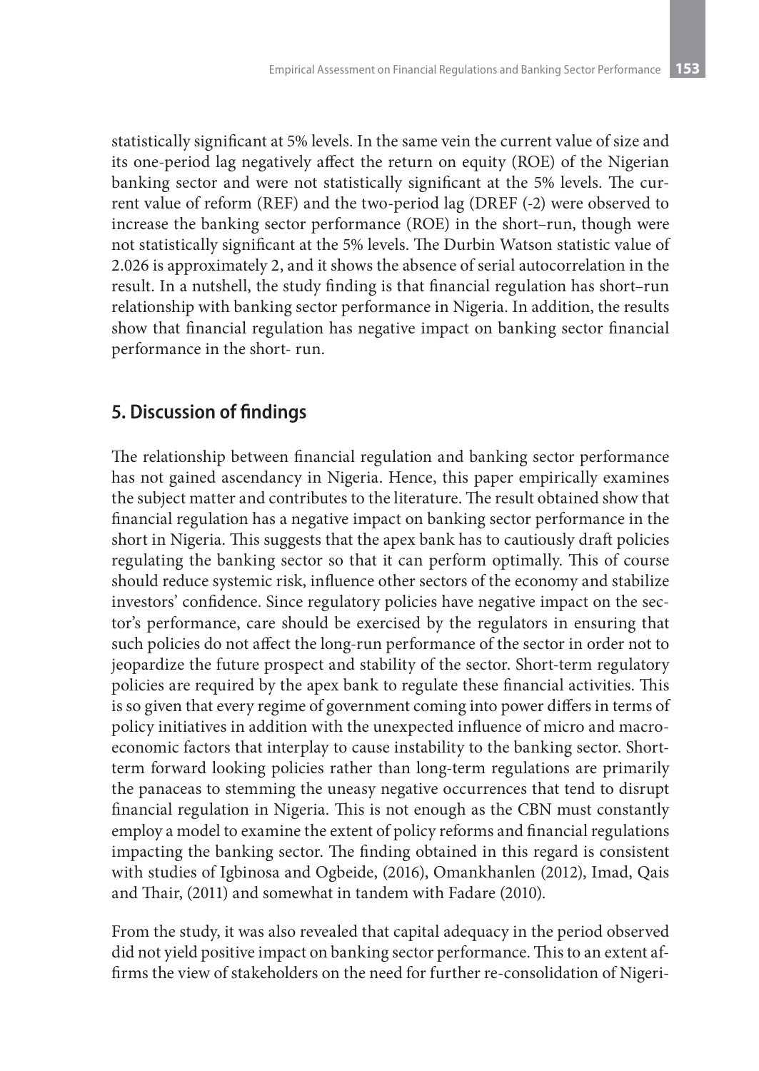statistically significant at 5% levels. In the same vein the current value of size and its one-period lag negatively affect the return on equity (ROE) of the Nigerian banking sector and were not statistically significant at the 5% levels. The current value of reform (REF) and the two-period lag (DREF (-2) were observed to increase the banking sector performance (ROE) in the short–run, though were not statistically significant at the 5% levels. The Durbin Watson statistic value of 2.026 is approximately 2, and it shows the absence of serial autocorrelation in the result. In a nutshell, the study finding is that financial regulation has short–run relationship with banking sector performance in Nigeria. In addition, the results show that financial regulation has negative impact on banking sector financial performance in the short- run.

## 5. Discussion of findings

The relationship between financial regulation and banking sector performance has not gained ascendancy in Nigeria. Hence, this paper empirically examines the subject matter and contributes to the literature. The result obtained show that financial regulation has a negative impact on banking sector performance in the short in Nigeria. This suggests that the apex bank has to cautiously draft policies regulating the banking sector so that it can perform optimally. This of course should reduce systemic risk, influence other sectors of the economy and stabilize investors' confidence. Since regulatory policies have negative impact on the sector's performance, care should be exercised by the regulators in ensuring that such policies do not affect the long-run performance of the sector in order not to jeopardize the future prospect and stability of the sector. Short-term regulatory policies are required by the apex bank to regulate these financial activities. This is so given that every regime of government coming into power differs in terms of policy initiatives in addition with the unexpected influence of micro and macroeconomic factors that interplay to cause instability to the banking sector. Short-term forward looking policies rather than long-term regulations are primarily the panaceas to stemming the uneasy negative occurrences that tend to disrupt financial regulation in Nigeria. This is not enough as the CBN must constantly employ a model to examine the extent of policy reforms and financial regulations impacting the banking sector. The finding obtained in this regard is consistent with studies of Igbinosa and Ogbeide, (2016), Omankhanlen (2012), Imad, Qais and Thair, (2011) and somewhat in tandem with Fadare (2010).

From the study, it was also revealed that capital adequacy in the period observed did not yield positive impact on banking sector performance. This to an extent affirms the view of stakeholders on the need for further re-consolidation of Nigeri-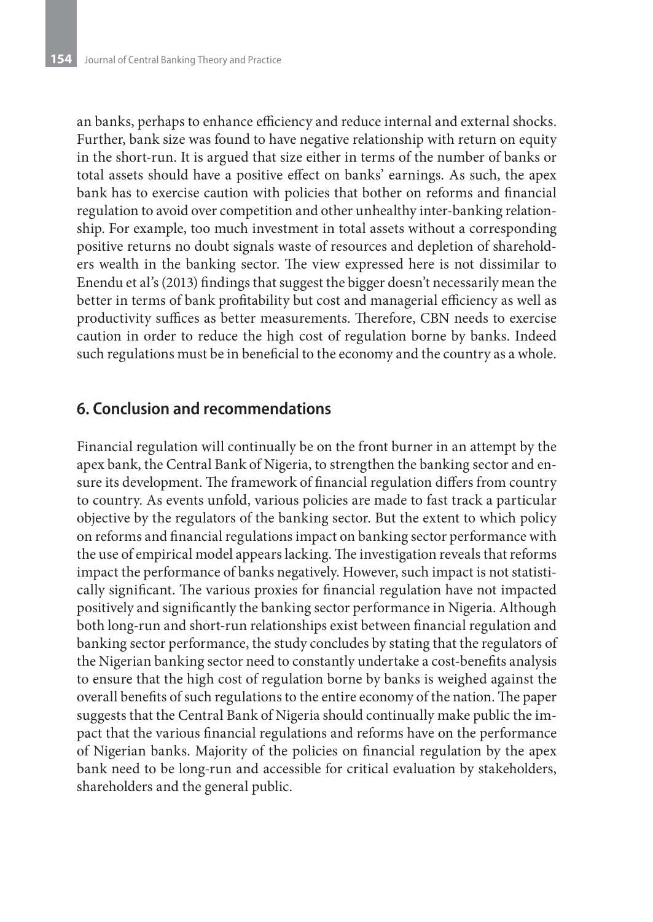an banks, perhaps to enhance efficiency and reduce internal and external shocks. Further, bank size was found to have negative relationship with return on equity in the short-run. It is argued that size either in terms of the number of banks or total assets should have a positive effect on banks' earnings. As such, the apex bank has to exercise caution with policies that bother on reforms and financial regulation to avoid over competition and other unhealthy inter-banking relationship. For example, too much investment in total assets without a corresponding positive returns no doubt signals waste of resources and depletion of shareholders wealth in the banking sector. The view expressed here is not dissimilar to Enendu et al's (2013) findings that suggest the bigger doesn't necessarily mean the better in terms of bank profitability but cost and managerial efficiency as well as productivity suffices as better measurements. Therefore, CBN needs to exercise caution in order to reduce the high cost of regulation borne by banks. Indeed such regulations must be in beneficial to the economy and the country as a whole.

## 6. Conclusion and recommendations

Financial regulation will continually be on the front burner in an attempt by the apex bank, the Central Bank of Nigeria, to strengthen the banking sector and ensure its development. The framework of financial regulation differs from country to country. As events unfold, various policies are made to fast track a particular objective by the regulators of the banking sector. But the extent to which policy on reforms and financial regulations impact on banking sector performance with the use of empirical model appears lacking. The investigation reveals that reforms impact the performance of banks negatively. However, such impact is not statistically significant. The various proxies for financial regulation have not impacted positively and significantly the banking sector performance in Nigeria. Although both long-run and short-run relationships exist between financial regulation and banking sector performance, the study concludes by stating that the regulators of the Nigerian banking sector need to constantly undertake a cost-benefits analysis to ensure that the high cost of regulation borne by banks is weighed against the overall benefits of such regulations to the entire economy of the nation. The paper suggests that the Central Bank of Nigeria should continually make public the impact that the various financial regulations and reforms have on the performance of Nigerian banks. Majority of the policies on financial regulation by the apex bank need to be long-run and accessible for critical evaluation by stakeholders, shareholders and the general public.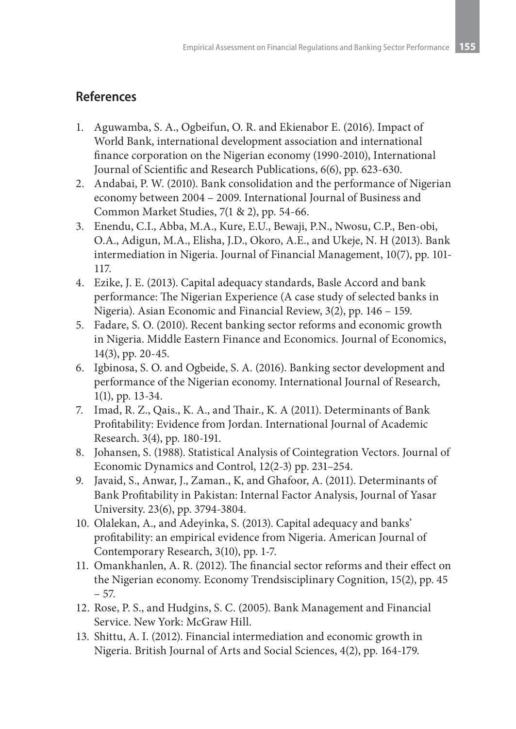## References

1. Aguwamba, S. A., Ogbeifun, O. R. and Ekienabor E. (2016). Impact of World Bank, international development association and international finance corporation on the Nigerian economy (1990-2010), International Journal of Scientific and Research Publications, 6(6), pp. 623-630.
2. Andabai, P. W. (2010). Bank consolidation and the performance of Nigerian economy between 2004 – 2009. International Journal of Business and Common Market Studies, 7(1 & 2), pp. 54-66.
3. Enendu, C.I., Abba, M.A., Kure, E.U., Bewaji, P.N., Nwosu, C.P., Ben-obi, O.A., Adigun, M.A., Elisha, J.D., Okoro, A.E., and Ukeje, N. H (2013). Bank intermediation in Nigeria. Journal of Financial Management, 10(7), pp. 101-117.
4. Ezike, J. E. (2013). Capital adequacy standards, Basle Accord and bank performance: The Nigerian Experience (A case study of selected banks in Nigeria). Asian Economic and Financial Review, 3(2), pp. 146 – 159.
5. Fadare, S. O. (2010). Recent banking sector reforms and economic growth in Nigeria. Middle Eastern Finance and Economics. Journal of Economics, 14(3), pp. 20-45.
6. Igbinosa, S. O. and Ogbeide, S. A. (2016). Banking sector development and performance of the Nigerian economy. International Journal of Research, 1(1), pp. 13-34.
7. Imad, R. Z., Qais., K. A., and Thair., K. A (2011). Determinants of Bank Profitability: Evidence from Jordan. International Journal of Academic Research. 3(4), pp. 180-191.
8. Johansen, S. (1988). Statistical Analysis of Cointegration Vectors. Journal of Economic Dynamics and Control, 12(2-3) pp. 231–254.
9. Javaid, S., Anwar, J., Zaman., K, and Ghafoor, A. (2011). Determinants of Bank Profitability in Pakistan: Internal Factor Analysis, Journal of Yasar University. 23(6), pp. 3794-3804.
10. Olalekan, A., and Adeyinka, S. (2013). Capital adequacy and banks' profitability: an empirical evidence from Nigeria. American Journal of Contemporary Research, 3(10), pp. 1-7.
11. Omankhanlen, A. R. (2012). The financial sector reforms and their effect on the Nigerian economy. Economy Trendsisciplinary Cognition, 15(2), pp. 45 – 57.
12. Rose, P. S., and Hudgins, S. C. (2005). Bank Management and Financial Service. New York: McGraw Hill.
13. Shittu, A. I. (2012). Financial intermediation and economic growth in Nigeria. British Journal of Arts and Social Sciences, 4(2), pp. 164-179.